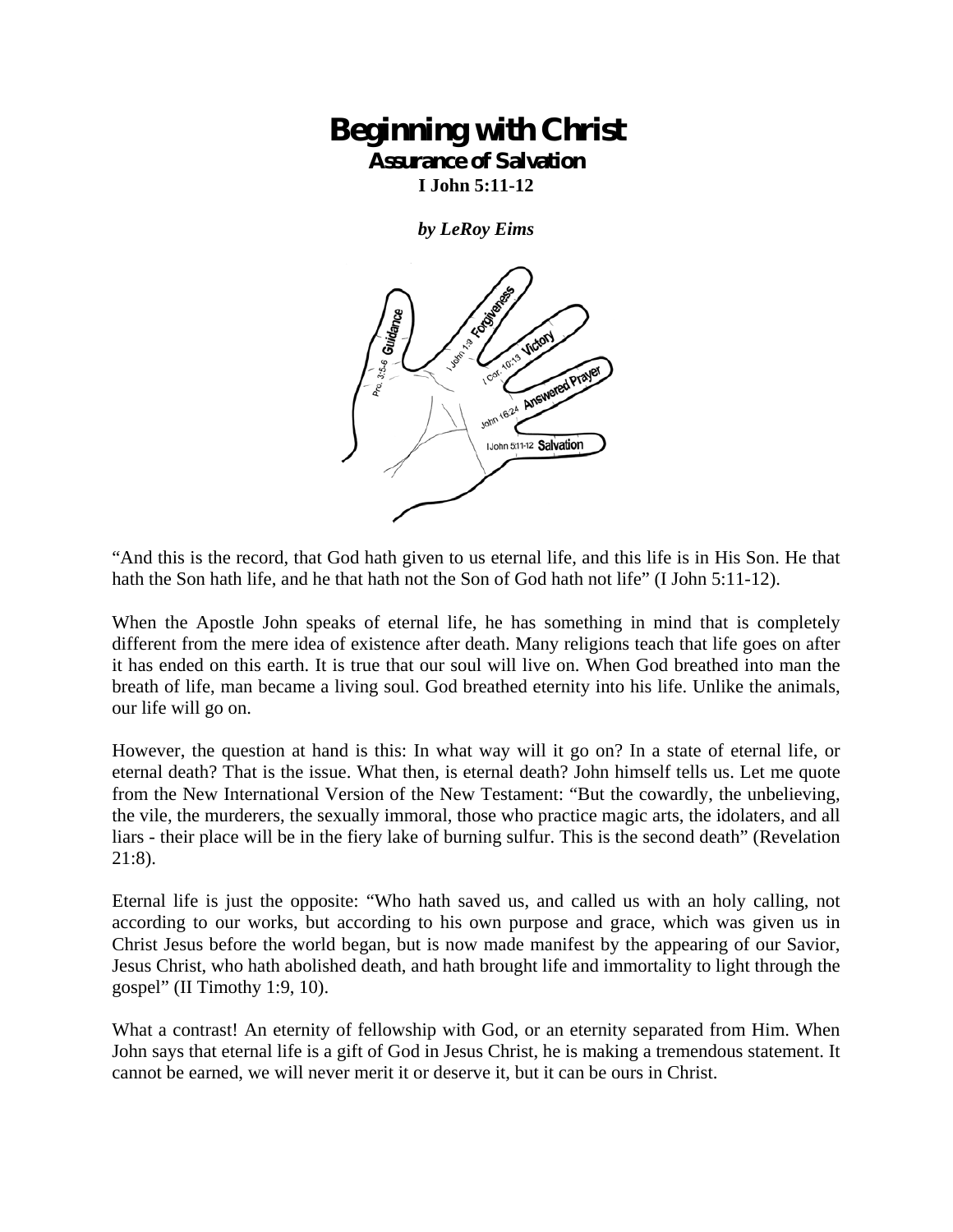# Beginning with Christ

## Assurance of Salvation

**I John 5:11-12**

***by LeRoy Eims***

“And this is the record, that God hath given to us eternal life, and this life is in His Son. He that hath the Son hath life, and he that hath not the Son of God hath not life” (I John 5:11-12).

When the Apostle John speaks of eternal life, he has something in mind that is completely different from the mere idea of existence after death. Many religions teach that life goes on after it has ended on this earth. It is true that our soul will live on. When God breathed into man the breath of life, man became a living soul. God breathed eternity into his life. Unlike the animals, our life will go on.

However, the question at hand is this: In what way will it go on? In a state of eternal life, or eternal death? That is the issue. What then, is eternal death? John himself tells us. Let me quote from the New International Version of the New Testament: “But the cowardly, the unbelieving, the vile, the murderers, the sexually immoral, those who practice magic arts, the idolaters, and all liars - their place will be in the fiery lake of burning sulfur. This is the second death” (Revelation 21:8).

Eternal life is just the opposite: “Who hath saved us, and called us with an holy calling, not according to our works, but according to his own purpose and grace, which was given us in Christ Jesus before the world began, but is now made manifest by the appearing of our Savior, Jesus Christ, who hath abolished death, and hath brought life and immortality to light through the gospel” (II Timothy 1:9, 10).

What a contrast! An eternity of fellowship with God, or an eternity separated from Him. When John says that eternal life is a gift of God in Jesus Christ, he is making a tremendous statement. It cannot be earned, we will never merit it or deserve it, but it can be ours in Christ.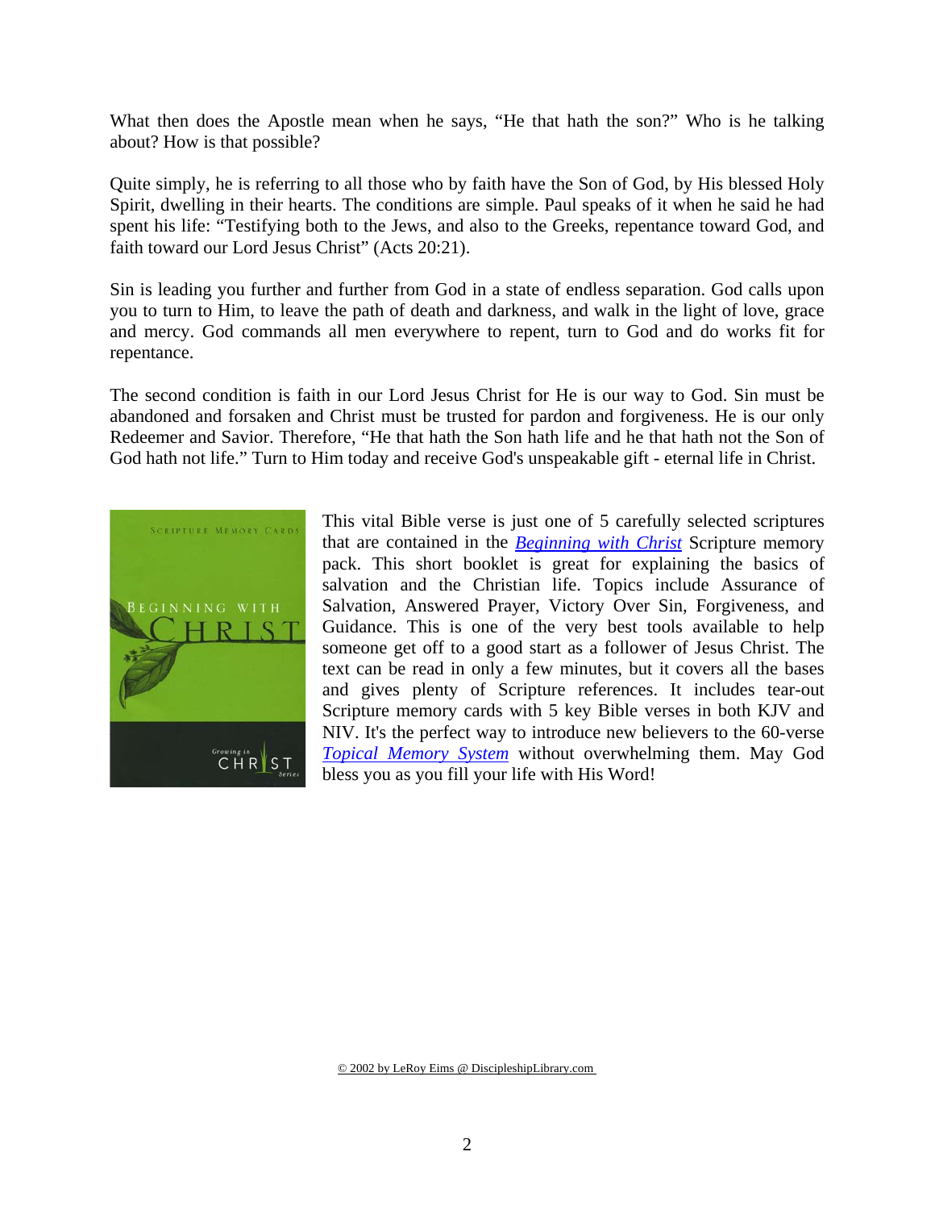What then does the Apostle mean when he says, “He that hath the son?” Who is he talking about? How is that possible?

Quite simply, he is referring to all those who by faith have the Son of God, by His blessed Holy Spirit, dwelling in their hearts. The conditions are simple. Paul speaks of it when he said he had spent his life: “Testifying both to the Jews, and also to the Greeks, repentance toward God, and faith toward our Lord Jesus Christ” (Acts 20:21).

Sin is leading you further and further from God in a state of endless separation. God calls upon you to turn to Him, to leave the path of death and darkness, and walk in the light of love, grace and mercy. God commands all men everywhere to repent, turn to God and do works fit for repentance.

The second condition is faith in our Lord Jesus Christ for He is our way to God. Sin must be abandoned and forsaken and Christ must be trusted for pardon and forgiveness. He is our only Redeemer and Savior. Therefore, “He that hath the Son hath life and he that hath not the Son of God hath not life.” Turn to Him today and receive God's unspeakable gift - eternal life in Christ.

This vital Bible verse is just one of 5 carefully selected scriptures that are contained in the *Beginning with Christ* Scripture memory pack. This short booklet is great for explaining the basics of salvation and the Christian life. Topics include Assurance of Salvation, Answered Prayer, Victory Over Sin, Forgiveness, and Guidance. This is one of the very best tools available to help someone get off to a good start as a follower of Jesus Christ. The text can be read in only a few minutes, but it covers all the bases and gives plenty of Scripture references. It includes tear-out Scripture memory cards with 5 key Bible verses in both KJV and NIV. It's the perfect way to introduce new believers to the 60-verse *Topical Memory System* without overwhelming them. May God bless you as you fill your life with His Word!

© 2002 by LeRoy Eims @ DiscipleshipLibrary.com